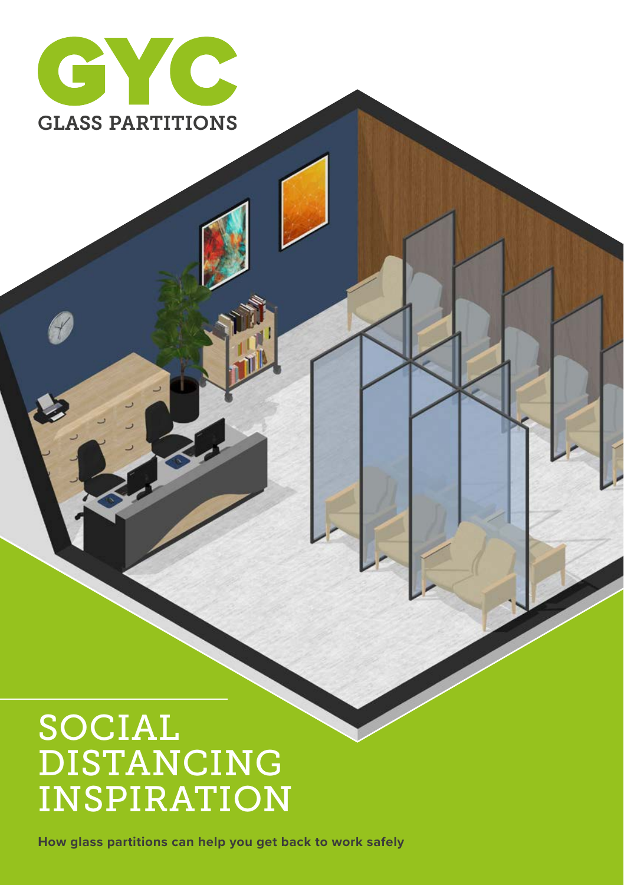GYC

GLASS PARTITIONS

# SOCIAL DISTANCING INSPIRATION

**How glass partitions can help you get back to work safely**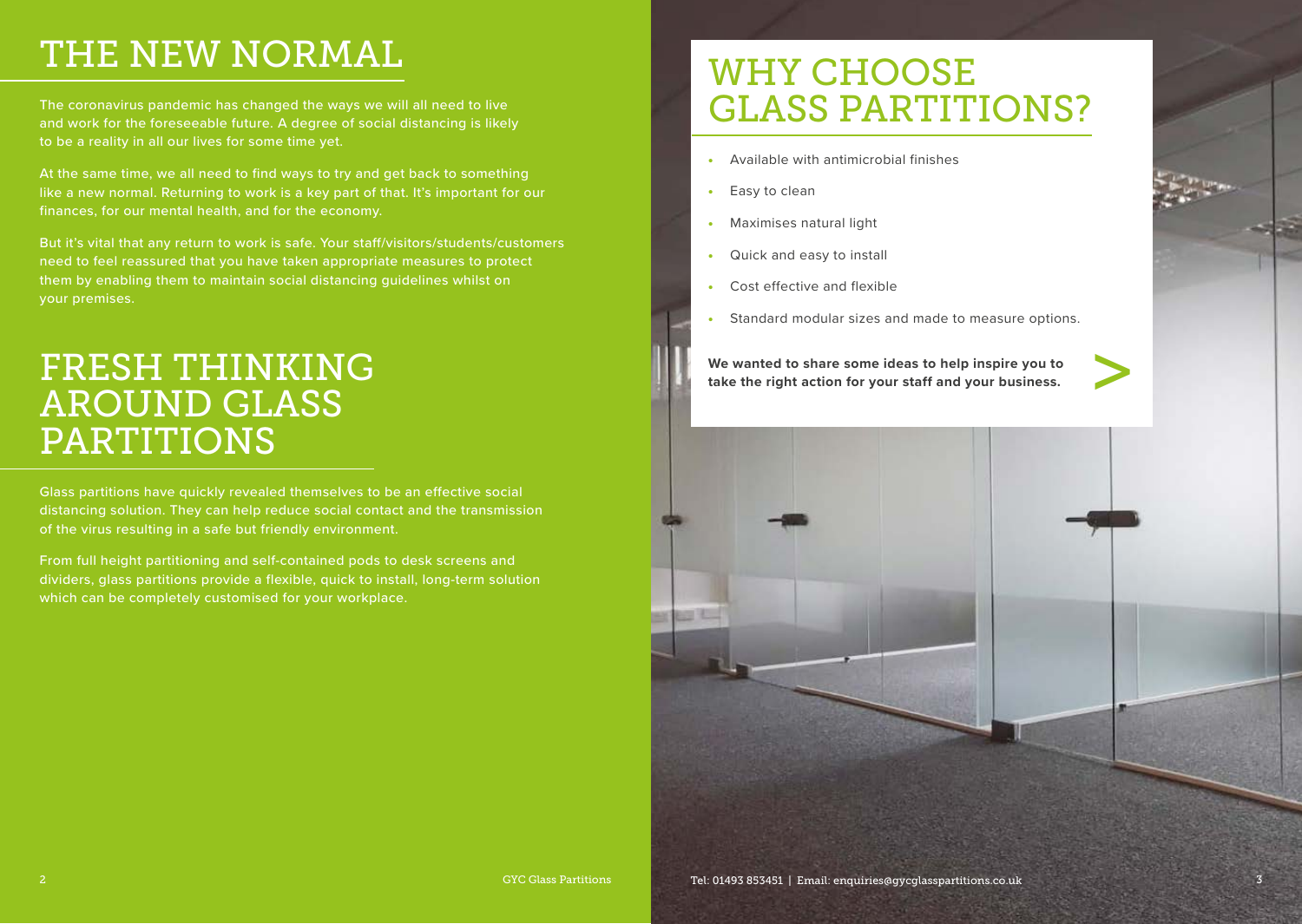# THE NEW NORMAL

The coronavirus pandemic has changed the ways we will all need to live and work for the foreseeable future. A degree of social distancing is likely to be a reality in all our lives for some time yet.

At the same time, we all need to find ways to try and get back to something like a new normal. Returning to work is a key part of that. It's important for our finances, for our mental health, and for the economy.

But it's vital that any return to work is safe. Your staff/visitors/students/customers need to feel reassured that you have taken appropriate measures to protect them by enabling them to maintain social distancing guidelines whilst on your premises.

# FRESH THINKING AROUND GLASS PARTITIONS

Glass partitions have quickly revealed themselves to be an effective social distancing solution. They can help reduce social contact and the transmission of the virus resulting in a safe but friendly environment.

From full height partitioning and self-contained pods to desk screens and dividers, glass partitions provide a flexible, quick to install, long-term solution which can be completely customised for your workplace.

# WHY CHOOSE GLASS PARTITIONS?

- Available with antimicrobial finishes
- Easy to clean
- Maximises natural light
- Quick and easy to install
- Cost effective and flexible
- Standard modular sizes and made to measure options.

**We wanted to share some ideas to help inspire you to take the right action for your staff and your business.**

Tel: 01493 853451 | Email: enquiries@gycglasspartitions.co.uk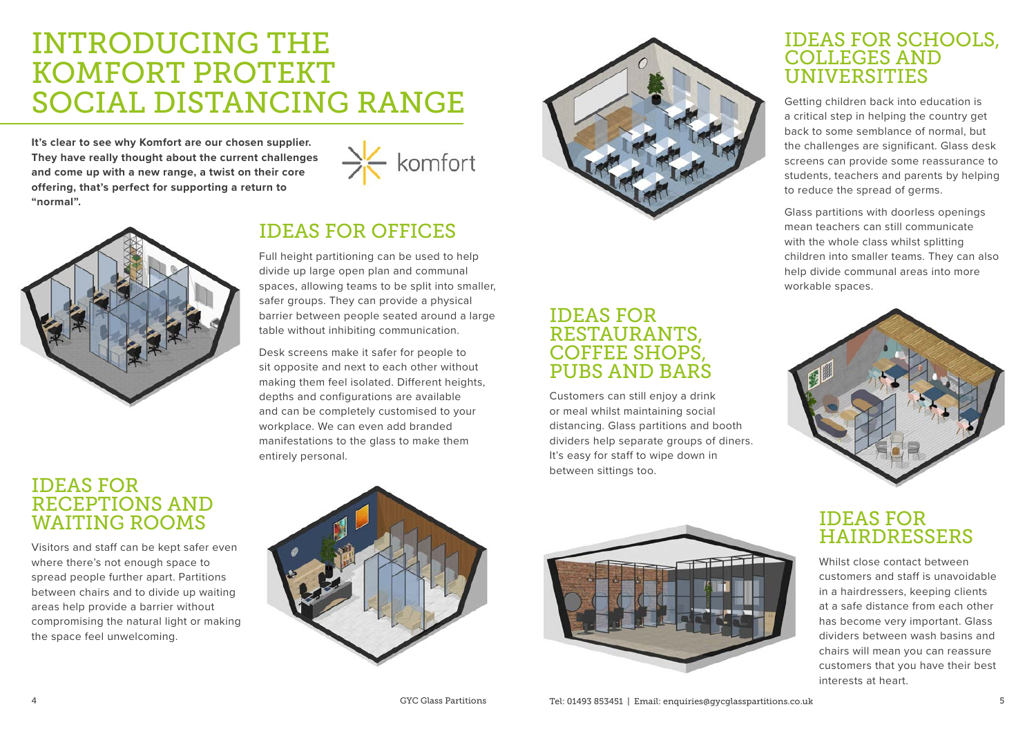# INTRODUCING THE KOMFORT PROTEKT SOCIAL DISTANCING RANGE

**It's clear to see why Komfort are our chosen supplier. They have really thought about the current challenges and come up with a new range, a twist on their core offering, that's perfect for supporting a return to "normal".**

komfort

## IDEAS FOR OFFICES

Full height partitioning can be used to help divide up large open plan and communal spaces, allowing teams to be split into smaller, safer groups. They can provide a physical barrier between people seated around a large table without inhibiting communication.

Desk screens make it safer for people to sit opposite and next to each other without making them feel isolated. Different heights, depths and configurations are available and can be completely customised to your workplace. We can even add branded manifestations to the glass to make them entirely personal.

## IDEAS FOR RECEPTIONS AND WAITING ROOMS

Visitors and staff can be kept safer even where there's not enough space to spread people further apart. Partitions between chairs and to divide up waiting areas help provide a barrier without compromising the natural light or making the space feel unwelcoming.

## IDEAS FOR RESTAURANTS, COFFEE SHOPS, PUBS AND BARS

Customers can still enjoy a drink or meal whilst maintaining social distancing. Glass partitions and booth dividers help separate groups of diners. It's easy for staff to wipe down in between sittings too.

## IDEAS FOR SCHOOLS, COLLEGES AND UNIVERSITIES

Getting children back into education is a critical step in helping the country get back to some semblance of normal, but the challenges are significant. Glass desk screens can provide some reassurance to students, teachers and parents by helping to reduce the spread of germs.

Glass partitions with doorless openings mean teachers can still communicate with the whole class whilst splitting children into smaller teams. They can also help divide communal areas into more workable spaces.

## IDEAS FOR HAIRDRESSERS

Whilst close contact between customers and staff is unavoidable in a hairdressers, keeping clients at a safe distance from each other has become very important. Glass dividers between wash basins and chairs will mean you can reassure customers that you have their best interests at heart.

Tel: 01493 853451 | Email: enquiries@gycglasspartitions.co.uk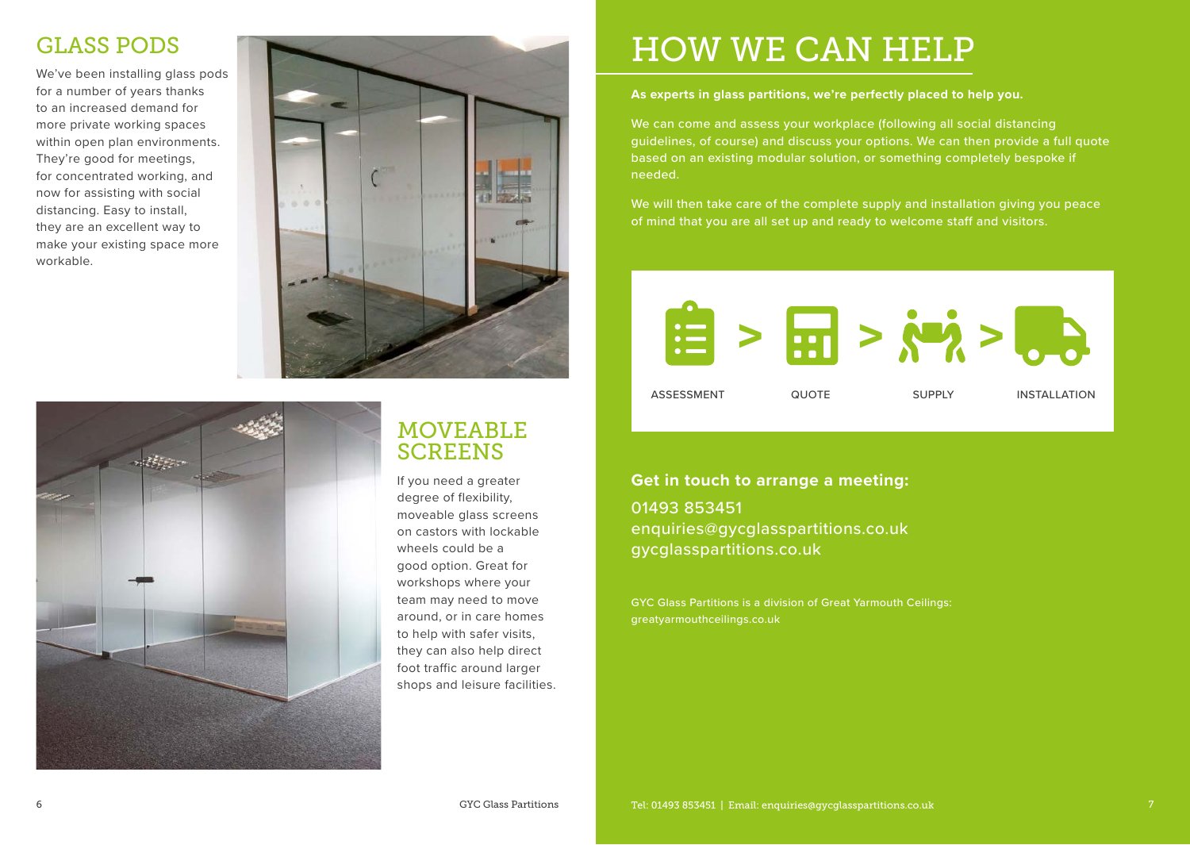## GLASS PODS

We've been installing glass pods for a number of years thanks to an increased demand for more private working spaces within open plan environments. They're good for meetings, for concentrated working, and now for assisting with social distancing. Easy to install, they are an excellent way to make your existing space more workable.

## MOVEABLE SCREENS

If you need a greater degree of flexibility, moveable glass screens on castors with lockable wheels could be a good option. Great for workshops where your team may need to move around, or in care homes to help with safer visits, they can also help direct foot traffic around larger shops and leisure facilities.

# HOW WE CAN HELP

**As experts in glass partitions, we're perfectly placed to help you.**

We can come and assess your workplace (following all social distancing guidelines, of course) and discuss your options. We can then provide a full quote based on an existing modular solution, or something completely bespoke if needed.

We will then take care of the complete supply and installation giving you peace of mind that you are all set up and ready to welcome staff and visitors.

ASSESSMENT > QUOTE > SUPPLY > INSTALLATION

**Get in touch to arrange a meeting:**

01493 853451
enquiries@gycglasspartitions.co.uk
gycglasspartitions.co.uk

GYC Glass Partitions is a division of Great Yarmouth Ceilings:
greatyarmouthceilings.co.uk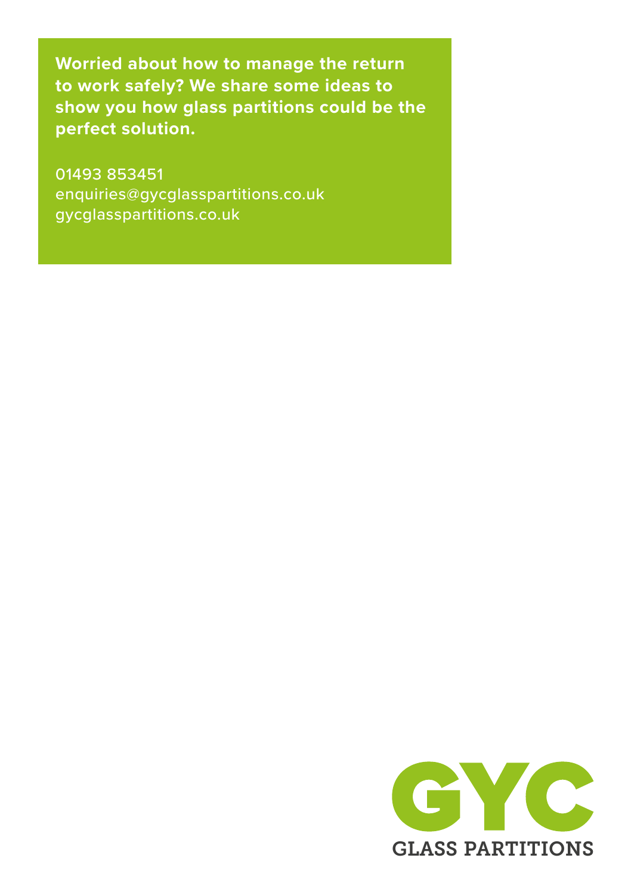**Worried about how to manage the return to work safely? We share some ideas to show you how glass partitions could be the perfect solution.**

01493 853451
enquiries@gycglasspartitions.co.uk
gycglasspartitions.co.uk

GYC
GLASS PARTITIONS